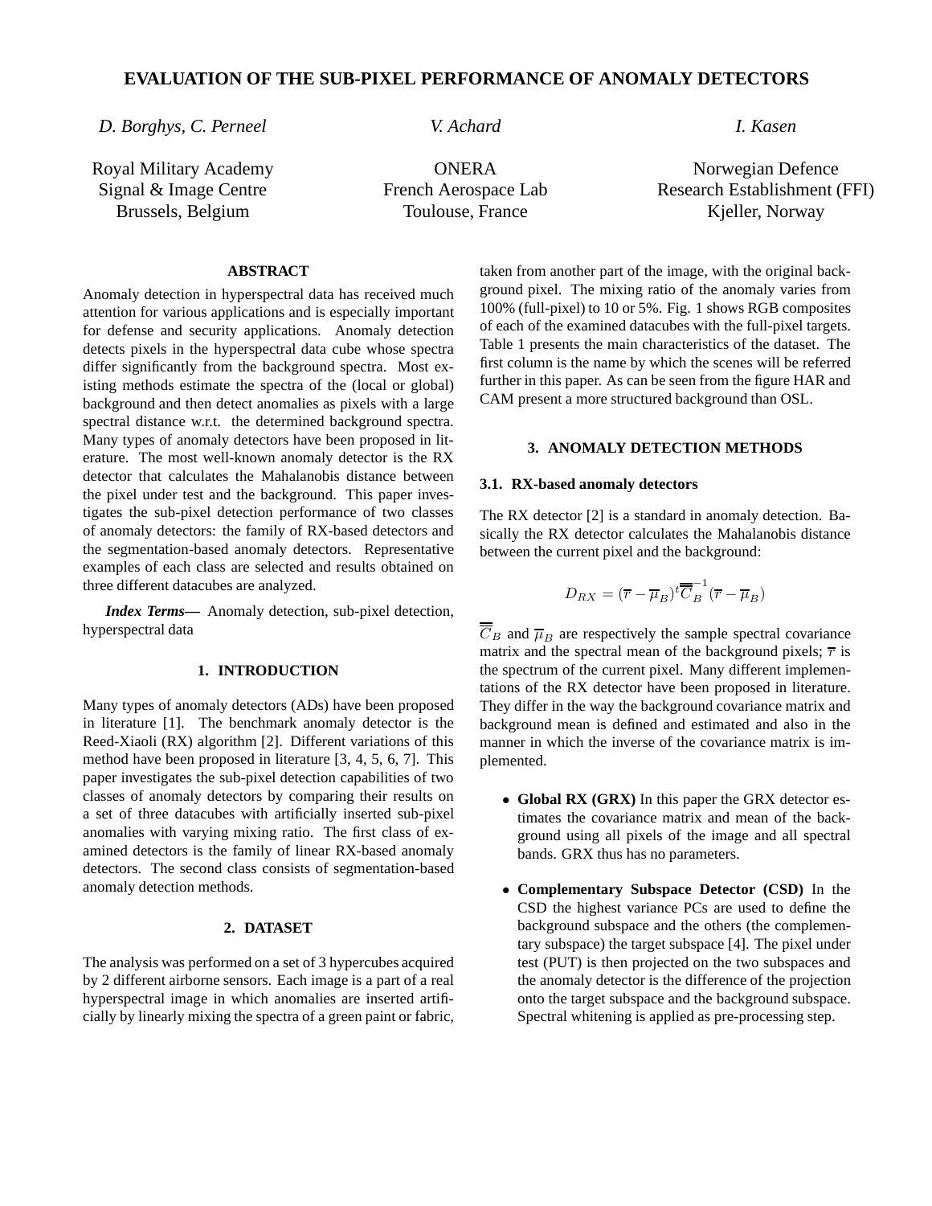# EVALUATION OF THE SUB-PIXEL PERFORMANCE OF ANOMALY DETECTORS

*D. Borghys, C. Perneel*
Royal Military Academy
Signal & Image Centre
Brussels, Belgium

*V. Achard*
ONERA
French Aerospace Lab
Toulouse, France

*I. Kasen*
Norwegian Defence
Research Establishment (FFI)
Kjeller, Norway

## ABSTRACT

Anomaly detection in hyperspectral data has received much attention for various applications and is especially important for defense and security applications. Anomaly detection detects pixels in the hyperspectral data cube whose spectra differ significantly from the background spectra. Most existing methods estimate the spectra of the (local or global) background and then detect anomalies as pixels with a large spectral distance w.r.t. the determined background spectra. Many types of anomaly detectors have been proposed in literature. The most well-known anomaly detector is the RX detector that calculates the Mahalanobis distance between the pixel under test and the background. This paper investigates the sub-pixel detection performance of two classes of anomaly detectors: the family of RX-based detectors and the segmentation-based anomaly detectors. Representative examples of each class are selected and results obtained on three different datacubes are analyzed.

***Index Terms*—** Anomaly detection, sub-pixel detection, hyperspectral data

## 1. INTRODUCTION

Many types of anomaly detectors (ADs) have been proposed in literature [1]. The benchmark anomaly detector is the Reed-Xiaoli (RX) algorithm [2]. Different variations of this method have been proposed in literature [3, 4, 5, 6, 7]. This paper investigates the sub-pixel detection capabilities of two classes of anomaly detectors by comparing their results on a set of three datacubes with artificially inserted sub-pixel anomalies with varying mixing ratio. The first class of examined detectors is the family of linear RX-based anomaly detectors. The second class consists of segmentation-based anomaly detection methods.

## 2. DATASET

The analysis was performed on a set of 3 hypercubes acquired by 2 different airborne sensors. Each image is a part of a real hyperspectral image in which anomalies are inserted artificially by linearly mixing the spectra of a green paint or fabric, taken from another part of the image, with the original background pixel. The mixing ratio of the anomaly varies from 100% (full-pixel) to 10 or 5%. Fig. 1 shows RGB composites of each of the examined datacubes with the full-pixel targets. Table 1 presents the main characteristics of the dataset. The first column is the name by which the scenes will be referred further in this paper. As can be seen from the figure HAR and CAM present a more structured background than OSL.

## 3. ANOMALY DETECTION METHODS

### 3.1. RX-based anomaly detectors

The RX detector [2] is a standard in anomaly detection. Basically the RX detector calculates the Mahalanobis distance between the current pixel and the background:

$$D_{RX} = (\overline{r} - \overline{\mu}_B)^t \overline{\overline{C}}_B^{-1} (\overline{r} - \overline{\mu}_B)$$

$\overline{\overline{C}}_B$ and $\overline{\mu}_B$ are respectively the sample spectral covariance matrix and the spectral mean of the background pixels; $\overline{r}$ is the spectrum of the current pixel. Many different implementations of the RX detector have been proposed in literature. They differ in the way the background covariance matrix and background mean is defined and estimated and also in the manner in which the inverse of the covariance matrix is implemented.

- **Global RX (GRX)** In this paper the GRX detector estimates the covariance matrix and mean of the background using all pixels of the image and all spectral bands. GRX thus has no parameters.

- **Complementary Subspace Detector (CSD)** In the CSD the highest variance PCs are used to define the background subspace and the others (the complementary subspace) the target subspace [4]. The pixel under test (PUT) is then projected on the two subspaces and the anomaly detector is the difference of the projection onto the target subspace and the background subspace. Spectral whitening is applied as pre-processing step.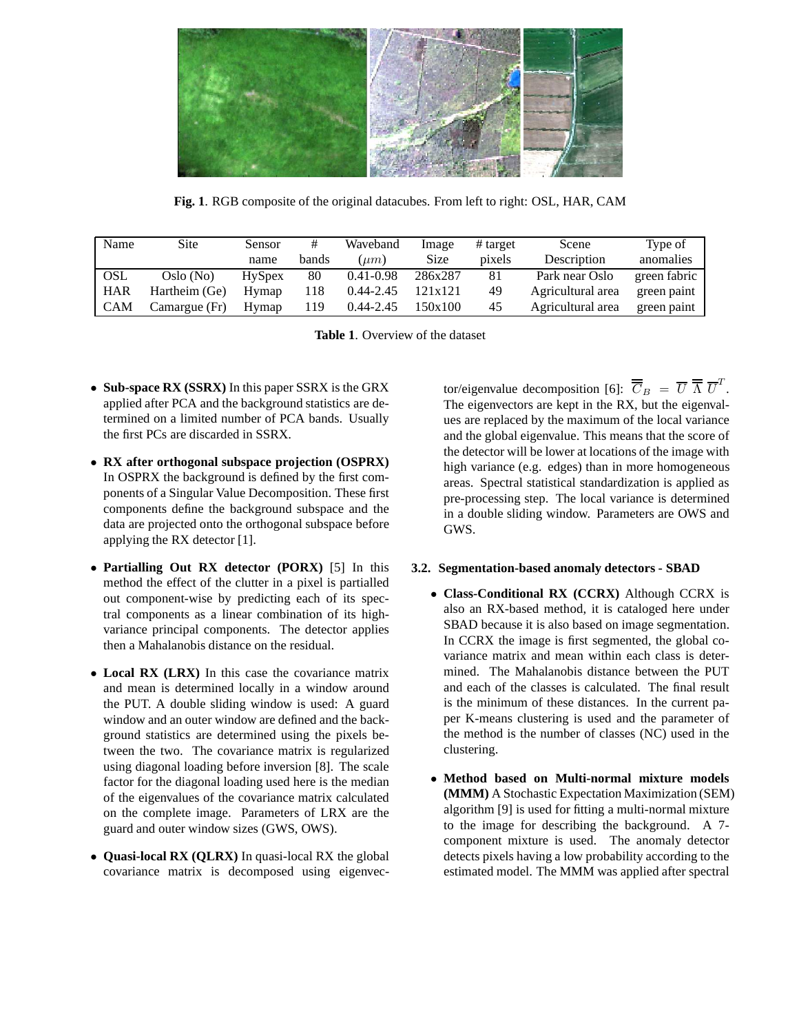**Fig. 1**. RGB composite of the original datacubes. From left to right: OSL, HAR, CAM

| Name | Site | Sensor name | # bands | Waveband ($\mu m$) | Image Size | # target pixels | Scene Description | Type of anomalies |
|---|---|---|---|---|---|---|---|---|
| OSL | Oslo (No) | HySpex | 80 | 0.41-0.98 | 286x287 | 81 | Park near Oslo | green fabric |
| HAR | Hartheim (Ge) | Hymap | 118 | 0.44-2.45 | 121x121 | 49 | Agricultural area | green paint |
| CAM | Camargue (Fr) | Hymap | 119 | 0.44-2.45 | 150x100 | 45 | Agricultural area | green paint |

**Table 1**. Overview of the dataset

- **Sub-space RX (SSRX)** In this paper SSRX is the GRX applied after PCA and the background statistics are determined on a limited number of PCA bands. Usually the first PCs are discarded in SSRX.

- **RX after orthogonal subspace projection (OSPRX)** In OSPRX the background is defined by the first components of a Singular Value Decomposition. These first components define the background subspace and the data are projected onto the orthogonal subspace before applying the RX detector [1].

- **Partialling Out RX detector (PORX)** [5] In this method the effect of the clutter in a pixel is partialled out component-wise by predicting each of its spectral components as a linear combination of its high-variance principal components. The detector applies then a Mahalanobis distance on the residual.

- **Local RX (LRX)** In this case the covariance matrix and mean is determined locally in a window around the PUT. A double sliding window is used: A guard window and an outer window are defined and the background statistics are determined using the pixels between the two. The covariance matrix is regularized using diagonal loading before inversion [8]. The scale factor for the diagonal loading used here is the median of the eigenvalues of the covariance matrix calculated on the complete image. Parameters of LRX are the guard and outer window sizes (GWS, OWS).

- **Quasi-local RX (QLRX)** In quasi-local RX the global covariance matrix is decomposed using eigenvector/eigenvalue decomposition [6]: $\overline{\overline{C}}_B = \overline{U}\ \overline{\overline{\Lambda}}\ \overline{U}^T$. The eigenvectors are kept in the RX, but the eigenvalues are replaced by the maximum of the local variance and the global eigenvalue. This means that the score of the detector will be lower at locations of the image with high variance (e.g. edges) than in more homogeneous areas. Spectral statistical standardization is applied as pre-processing step. The local variance is determined in a double sliding window. Parameters are OWS and GWS.

### 3.2. Segmentation-based anomaly detectors - SBAD

- **Class-Conditional RX (CCRX)** Although CCRX is also an RX-based method, it is cataloged here under SBAD because it is also based on image segmentation. In CCRX the image is first segmented, the global covariance matrix and mean within each class is determined. The Mahalanobis distance between the PUT and each of the classes is calculated. The final result is the minimum of these distances. In the current paper K-means clustering is used and the parameter of the method is the number of classes (NC) used in the clustering.

- **Method based on Multi-normal mixture models (MMM)** A Stochastic Expectation Maximization (SEM) algorithm [9] is used for fitting a multi-normal mixture to the image for describing the background. A 7-component mixture is used. The anomaly detector detects pixels having a low probability according to the estimated model. The MMM was applied after spectral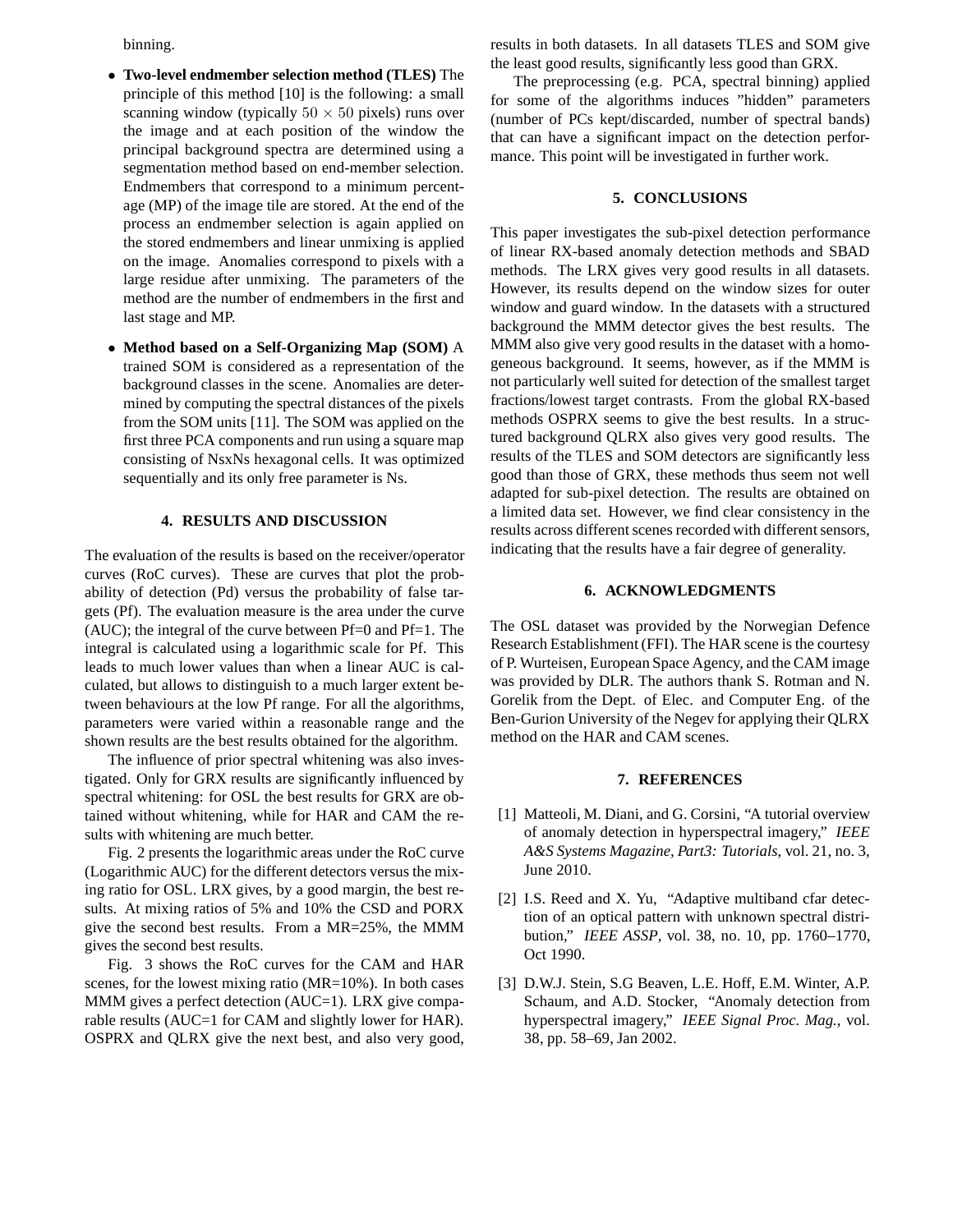binning.

- **Two-level endmember selection method (TLES)** The principle of this method [10] is the following: a small scanning window (typically $50 \times 50$ pixels) runs over the image and at each position of the window the principal background spectra are determined using a segmentation method based on end-member selection. Endmembers that correspond to a minimum percentage (MP) of the image tile are stored. At the end of the process an endmember selection is again applied on the stored endmembers and linear unmixing is applied on the image. Anomalies correspond to pixels with a large residue after unmixing. The parameters of the method are the number of endmembers in the first and last stage and MP.
- **Method based on a Self-Organizing Map (SOM)** A trained SOM is considered as a representation of the background classes in the scene. Anomalies are determined by computing the spectral distances of the pixels from the SOM units [11]. The SOM was applied on the first three PCA components and run using a square map consisting of NsxNs hexagonal cells. It was optimized sequentially and its only free parameter is Ns.

## 4. RESULTS AND DISCUSSION

The evaluation of the results is based on the receiver/operator curves (RoC curves). These are curves that plot the probability of detection (Pd) versus the probability of false targets (Pf). The evaluation measure is the area under the curve (AUC); the integral of the curve between Pf=0 and Pf=1. The integral is calculated using a logarithmic scale for Pf. This leads to much lower values than when a linear AUC is calculated, but allows to distinguish to a much larger extent between behaviours at the low Pf range. For all the algorithms, parameters were varied within a reasonable range and the shown results are the best results obtained for the algorithm.

The influence of prior spectral whitening was also investigated. Only for GRX results are significantly influenced by spectral whitening: for OSL the best results for GRX are obtained without whitening, while for HAR and CAM the results with whitening are much better.

Fig. 2 presents the logarithmic areas under the RoC curve (Logarithmic AUC) for the different detectors versus the mixing ratio for OSL. LRX gives, by a good margin, the best results. At mixing ratios of 5% and 10% the CSD and PORX give the second best results. From a MR=25%, the MMM gives the second best results.

Fig. 3 shows the RoC curves for the CAM and HAR scenes, for the lowest mixing ratio (MR=10%). In both cases MMM gives a perfect detection (AUC=1). LRX give comparable results (AUC=1 for CAM and slightly lower for HAR). OSPRX and QLRX give the next best, and also very good, results in both datasets. In all datasets TLES and SOM give the least good results, significantly less good than GRX.

The preprocessing (e.g. PCA, spectral binning) applied for some of the algorithms induces "hidden" parameters (number of PCs kept/discarded, number of spectral bands) that can have a significant impact on the detection performance. This point will be investigated in further work.

## 5. CONCLUSIONS

This paper investigates the sub-pixel detection performance of linear RX-based anomaly detection methods and SBAD methods. The LRX gives very good results in all datasets. However, its results depend on the window sizes for outer window and guard window. In the datasets with a structured background the MMM detector gives the best results. The MMM also give very good results in the dataset with a homogeneous background. It seems, however, as if the MMM is not particularly well suited for detection of the smallest target fractions/lowest target contrasts. From the global RX-based methods OSPRX seems to give the best results. In a structured background QLRX also gives very good results. The results of the TLES and SOM detectors are significantly less good than those of GRX, these methods thus seem not well adapted for sub-pixel detection. The results are obtained on a limited data set. However, we find clear consistency in the results across different scenes recorded with different sensors, indicating that the results have a fair degree of generality.

## 6. ACKNOWLEDGMENTS

The OSL dataset was provided by the Norwegian Defence Research Establishment (FFI). The HAR scene is the courtesy of P. Wurteisen, European Space Agency, and the CAM image was provided by DLR. The authors thank S. Rotman and N. Gorelik from the Dept. of Elec. and Computer Eng. of the Ben-Gurion University of the Negev for applying their QLRX method on the HAR and CAM scenes.

## 7. REFERENCES

[1] Matteoli, M. Diani, and G. Corsini, "A tutorial overview of anomaly detection in hyperspectral imagery," *IEEE A&S Systems Magazine, Part3: Tutorials*, vol. 21, no. 3, June 2010.

[2] I.S. Reed and X. Yu, "Adaptive multiband cfar detection of an optical pattern with unknown spectral distribution," *IEEE ASSP*, vol. 38, no. 10, pp. 1760–1770, Oct 1990.

[3] D.W.J. Stein, S.G Beaven, L.E. Hoff, E.M. Winter, A.P. Schaum, and A.D. Stocker, "Anomaly detection from hyperspectral imagery," *IEEE Signal Proc. Mag.*, vol. 38, pp. 58–69, Jan 2002.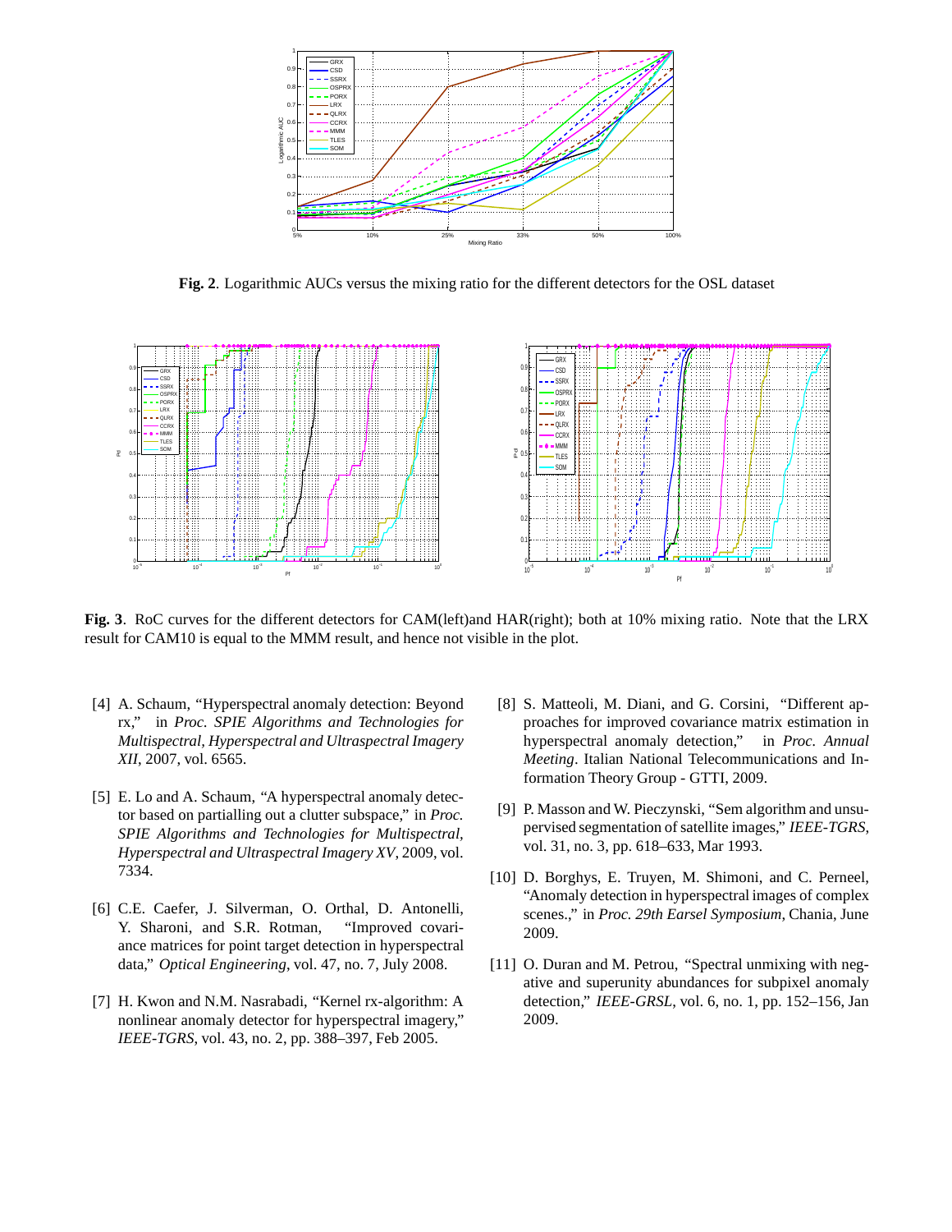Logarithmic AUC

Mixing Ratio

5% 10% 25% 33% 50% 100%

GRX
CSD
SSRX
OSPRX
PORX
LRX
QLRX
CCRX
MMM
TLES
SOM

**Fig. 2**. Logarithmic AUCs versus the mixing ratio for the different detectors for the OSL dataset

Pd

Pf

GRX
CSD
SSRX
OSPRX
PORX
LRX
QLRX
CCRX
MMM
TLES
SOM

**Fig. 3**. RoC curves for the different detectors for CAM(left)and HAR(right); both at 10% mixing ratio. Note that the LRX result for CAM10 is equal to the MMM result, and hence not visible in the plot.

[4] A. Schaum, "Hyperspectral anomaly detection: Beyond rx," in *Proc. SPIE Algorithms and Technologies for Multispectral, Hyperspectral and Ultraspectral Imagery XII*, 2007, vol. 6565.

[5] E. Lo and A. Schaum, "A hyperspectral anomaly detector based on partialling out a clutter subspace," in *Proc. SPIE Algorithms and Technologies for Multispectral, Hyperspectral and Ultraspectral Imagery XV*, 2009, vol. 7334.

[6] C.E. Caefer, J. Silverman, O. Orthal, D. Antonelli, Y. Sharoni, and S.R. Rotman, "Improved covariance matrices for point target detection in hyperspectral data," *Optical Engineering*, vol. 47, no. 7, July 2008.

[7] H. Kwon and N.M. Nasrabadi, "Kernel rx-algorithm: A nonlinear anomaly detector for hyperspectral imagery," *IEEE-TGRS*, vol. 43, no. 2, pp. 388–397, Feb 2005.

[8] S. Matteoli, M. Diani, and G. Corsini, "Different approaches for improved covariance matrix estimation in hyperspectral anomaly detection," in *Proc. Annual Meeting*. Italian National Telecommunications and Information Theory Group - GTTI, 2009.

[9] P. Masson and W. Pieczynski, "Sem algorithm and unsupervised segmentation of satellite images," *IEEE-TGRS*, vol. 31, no. 3, pp. 618–633, Mar 1993.

[10] D. Borghys, E. Truyen, M. Shimoni, and C. Perneel, "Anomaly detection in hyperspectral images of complex scenes.," in *Proc. 29th Earsel Symposium*, Chania, June 2009.

[11] O. Duran and M. Petrou, "Spectral unmixing with negative and superunity abundances for subpixel anomaly detection," *IEEE-GRSL*, vol. 6, no. 1, pp. 152–156, Jan 2009.